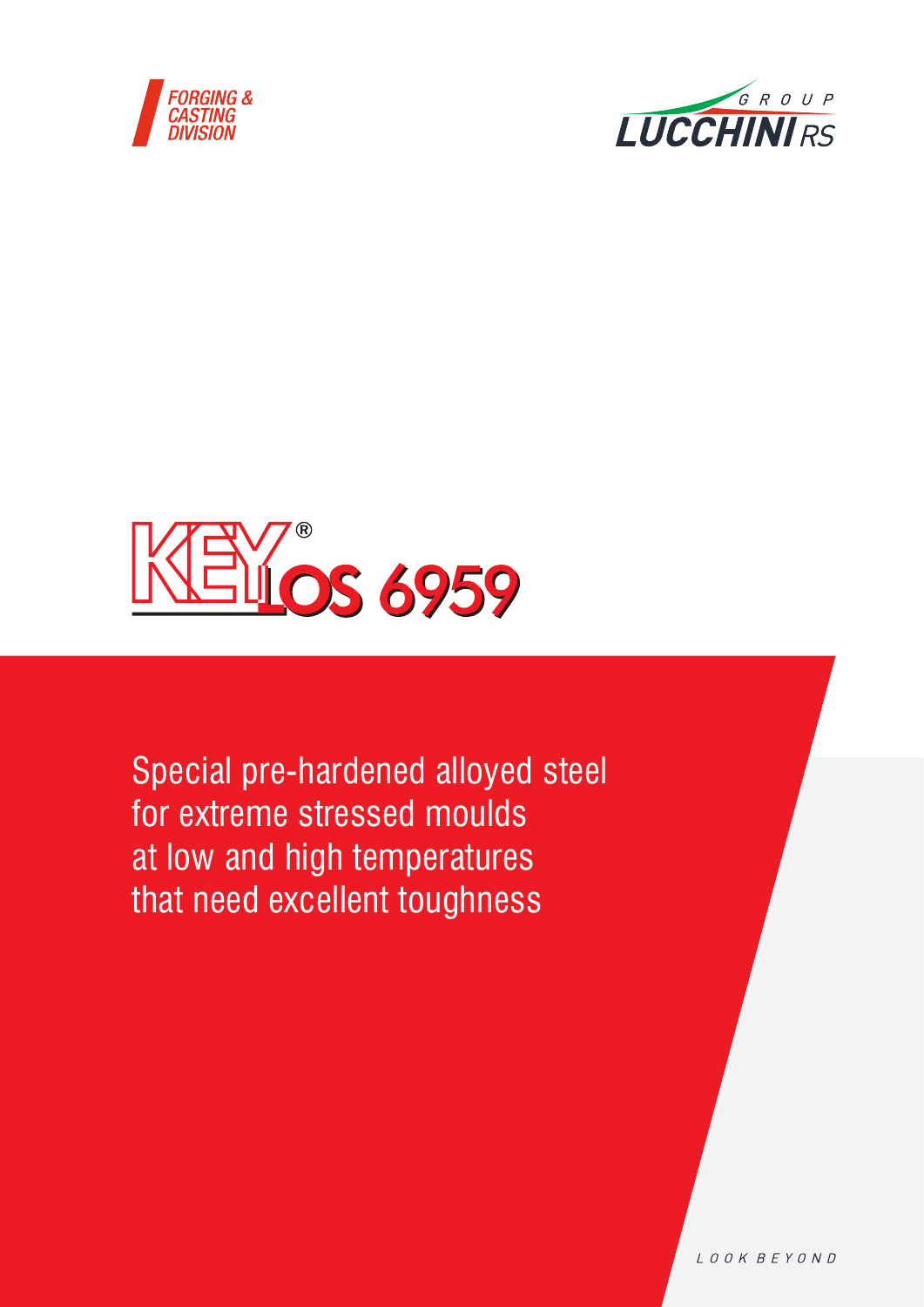FORGING & CASTING DIVISION

GROUP LUCCHINI RS

# KEYLOS 6959

Special pre-hardened alloyed steel for extreme stressed moulds at low and high temperatures that need excellent toughness

LOOK BEYOND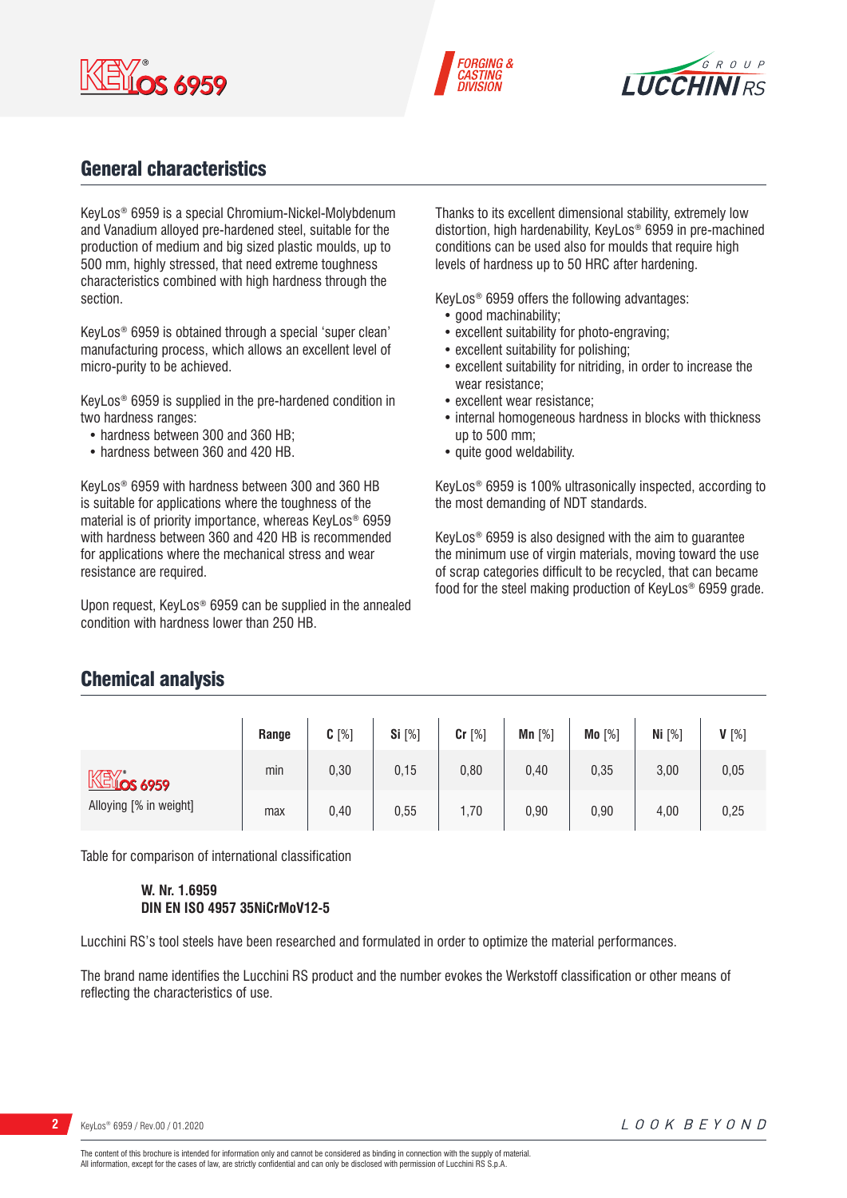## General characteristics

KeyLos® 6959 is a special Chromium-Nickel-Molybdenum and Vanadium alloyed pre-hardened steel, suitable for the production of medium and big sized plastic moulds, up to 500 mm, highly stressed, that need extreme toughness characteristics combined with high hardness through the section.

KeyLos® 6959 is obtained through a special ‘super clean’ manufacturing process, which allows an excellent level of micro-purity to be achieved.

KeyLos® 6959 is supplied in the pre-hardened condition in two hardness ranges:

- hardness between 300 and 360 HB;
- hardness between 360 and 420 HB.

KeyLos® 6959 with hardness between 300 and 360 HB is suitable for applications where the toughness of the material is of priority importance, whereas KeyLos® 6959 with hardness between 360 and 420 HB is recommended for applications where the mechanical stress and wear resistance are required.

Upon request, KeyLos® 6959 can be supplied in the annealed condition with hardness lower than 250 HB.

Thanks to its excellent dimensional stability, extremely low distortion, high hardenability, KeyLos® 6959 in pre-machined conditions can be used also for moulds that require high levels of hardness up to 50 HRC after hardening.

KeyLos® 6959 offers the following advantages:

- good machinability;
- excellent suitability for photo-engraving;
- excellent suitability for polishing;
- excellent suitability for nitriding, in order to increase the wear resistance;
- excellent wear resistance;
- internal homogeneous hardness in blocks with thickness up to 500 mm;
- quite good weldability.

KeyLos® 6959 is 100% ultrasonically inspected, according to the most demanding of NDT standards.

KeyLos® 6959 is also designed with the aim to guarantee the minimum use of virgin materials, moving toward the use of scrap categories difficult to be recycled, that can became food for the steel making production of KeyLos® 6959 grade.

## Chemical analysis

| | Range | C [%] | Si [%] | Cr [%] | Mn [%] | Mo [%] | Ni [%] | V [%] |
|---|---|---|---|---|---|---|---|---|
| KeyLos 6959 | min | 0,30 | 0,15 | 0,80 | 0,40 | 0,35 | 3,00 | 0,05 |
| Alloying [% in weight] | max | 0,40 | 0,55 | 1,70 | 0,90 | 0,90 | 4,00 | 0,25 |

Table for comparison of international classification

**W. Nr. 1.6959**
**DIN EN ISO 4957 35NiCrMoV12-5**

Lucchini RS’s tool steels have been researched and formulated in order to optimize the material performances.

The brand name identifies the Lucchini RS product and the number evokes the Werkstoff classification or other means of reflecting the characteristics of use.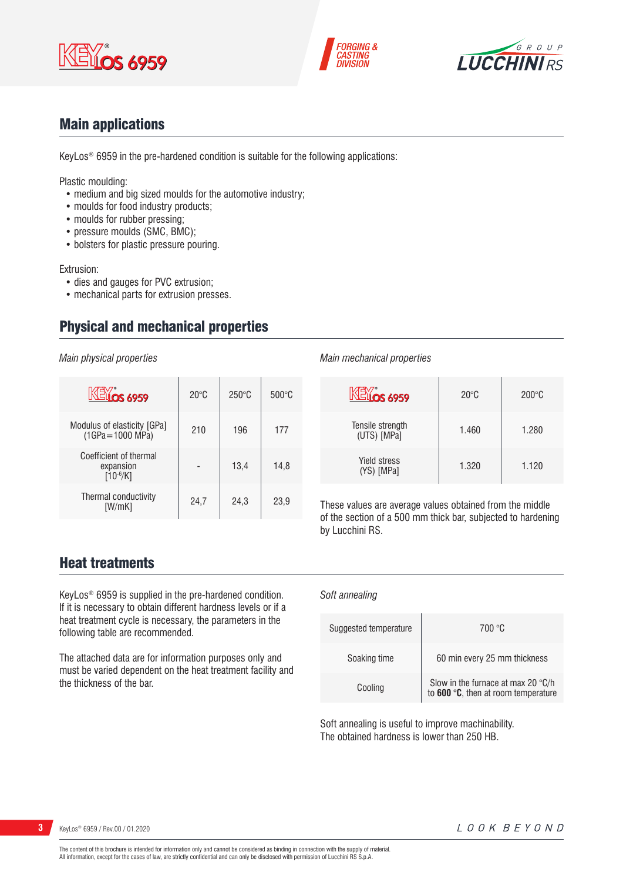## Main applications

KeyLos® 6959 in the pre-hardened condition is suitable for the following applications:

Plastic moulding:
- medium and big sized moulds for the automotive industry;
- moulds for food industry products;
- moulds for rubber pressing;
- pressure moulds (SMC, BMC);
- bolsters for plastic pressure pouring.

Extrusion:
- dies and gauges for PVC extrusion;
- mechanical parts for extrusion presses.

## Physical and mechanical properties

*Main physical properties*

| KeyLos 6959 | 20°C | 250°C | 500°C |
|---|---|---|---|
| Modulus of elasticity [GPa] (1GPa=1000 MPa) | 210 | 196 | 177 |
| Coefficient of thermal expansion [$10^{-6}$/K] | - | 13,4 | 14,8 |
| Thermal conductivity [W/mK] | 24,7 | 24,3 | 23,9 |

*Main mechanical properties*

| KeyLos 6959 | 20°C | 200°C |
|---|---|---|
| Tensile strength (UTS) [MPa] | 1.460 | 1.280 |
| Yield stress (YS) [MPa] | 1.320 | 1.120 |

These values are average values obtained from the middle of the section of a 500 mm thick bar, subjected to hardening by Lucchini RS.

## Heat treatments

KeyLos® 6959 is supplied in the pre-hardened condition. If it is necessary to obtain different hardness levels or if a heat treatment cycle is necessary, the parameters in the following table are recommended.

The attached data are for information purposes only and must be varied dependent on the heat treatment facility and the thickness of the bar.

*Soft annealing*

| | |
|---|---|
| Suggested temperature | 700 °C |
| Soaking time | 60 min every 25 mm thickness |
| Cooling | Slow in the furnace at max 20 °C/h to **600 °C**, then at room temperature |

Soft annealing is useful to improve machinability.
The obtained hardness is lower than 250 HB.

The content of this brochure is intended for information only and cannot be considered as binding in connection with the supply of material.
All information, except for the cases of law, are strictly confidential and can only be disclosed with permission of Lucchini RS S.p.A.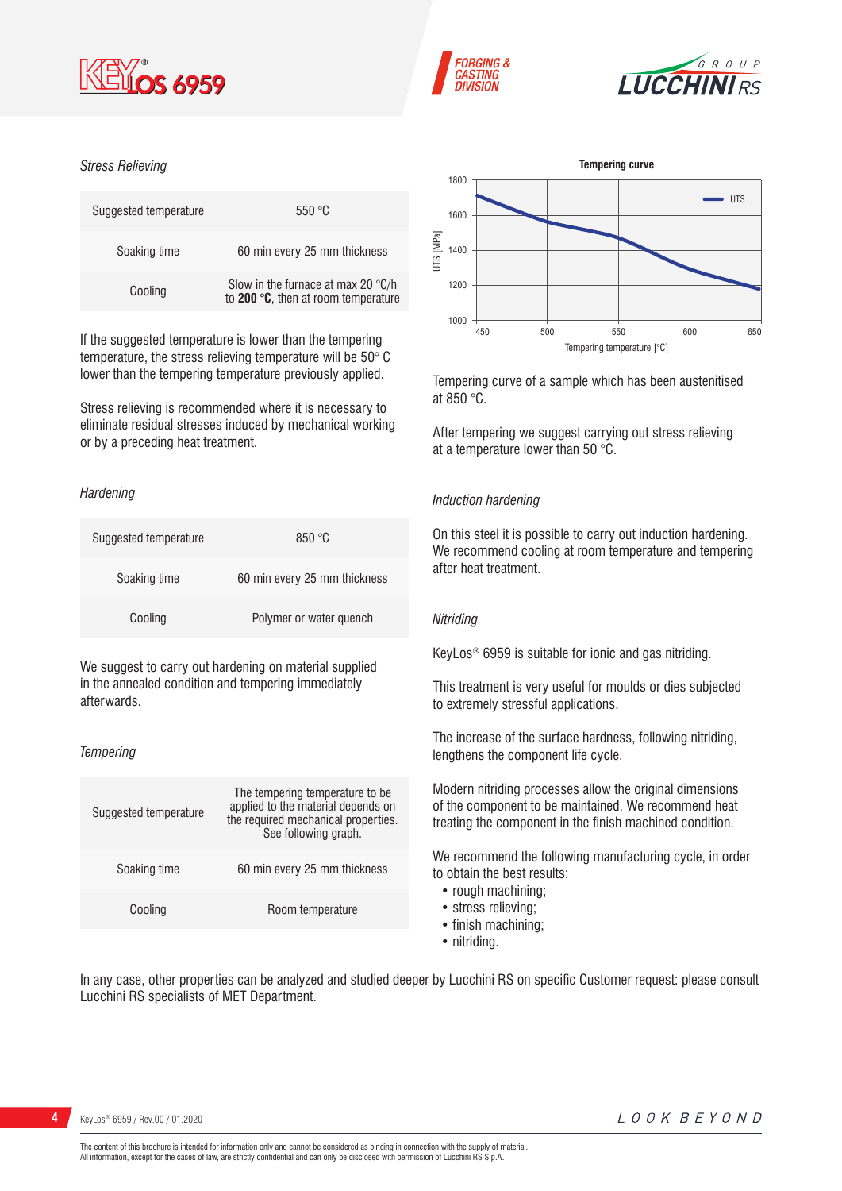*Stress Relieving*

| | |
|---|---|
| Suggested temperature | 550 °C |
| Soaking time | 60 min every 25 mm thickness |
| Cooling | Slow in the furnace at max 20 °C/h to **200 °C**, then at room temperature |

If the suggested temperature is lower than the tempering temperature, the stress relieving temperature will be 50° C lower than the tempering temperature previously applied.

Stress relieving is recommended where it is necessary to eliminate residual stresses induced by mechanical working or by a preceding heat treatment.

*Hardening*

| | |
|---|---|
| Suggested temperature | 850 °C |
| Soaking time | 60 min every 25 mm thickness |
| Cooling | Polymer or water quench |

We suggest to carry out hardening on material supplied in the annealed condition and tempering immediately afterwards.

*Tempering*

| | |
|---|---|
| Suggested temperature | The tempering temperature to be applied to the material depends on the required mechanical properties. See following graph. |
| Soaking time | 60 min every 25 mm thickness |
| Cooling | Room temperature |

**Tempering curve**

Tempering curve of a sample which has been austenitised at 850 °C.

After tempering we suggest carrying out stress relieving at a temperature lower than 50 °C.

*Induction hardening*

On this steel it is possible to carry out induction hardening. We recommend cooling at room temperature and tempering after heat treatment.

*Nitriding*

KeyLos® 6959 is suitable for ionic and gas nitriding.

This treatment is very useful for moulds or dies subjected to extremely stressful applications.

The increase of the surface hardness, following nitriding, lengthens the component life cycle.

Modern nitriding processes allow the original dimensions of the component to be maintained. We recommend heat treating the component in the finish machined condition.

We recommend the following manufacturing cycle, in order to obtain the best results:

- rough machining;
- stress relieving;
- finish machining;
- nitriding.

In any case, other properties can be analyzed and studied deeper by Lucchini RS on specific Customer request: please consult Lucchini RS specialists of MET Department.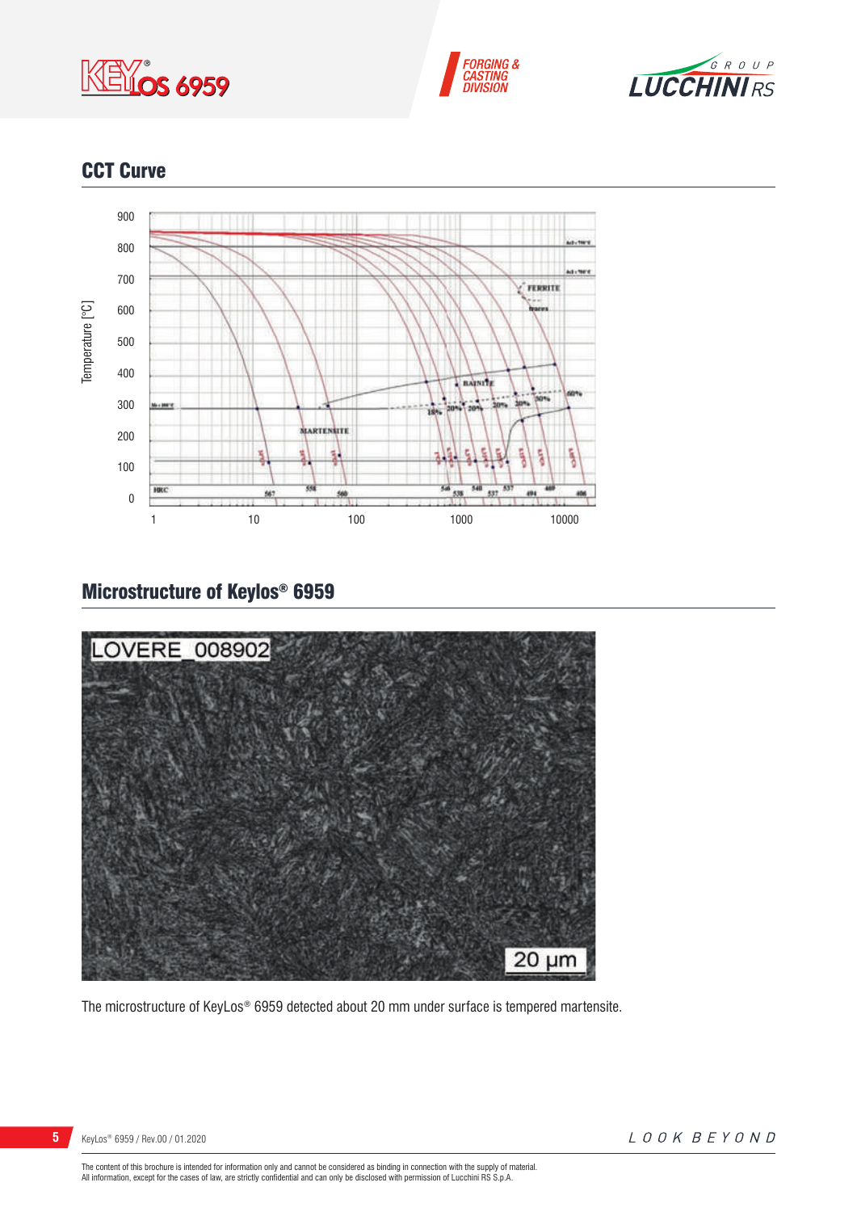## CCT Curve

## Microstructure of Keylos® 6959

The microstructure of KeyLos® 6959 detected about 20 mm under surface is tempered martensite.

The content of this brochure is intended for information only and cannot be considered as binding in connection with the supply of material.
All information, except for the cases of law, are strictly confidential and can only be disclosed with permission of Lucchini RS S.p.A.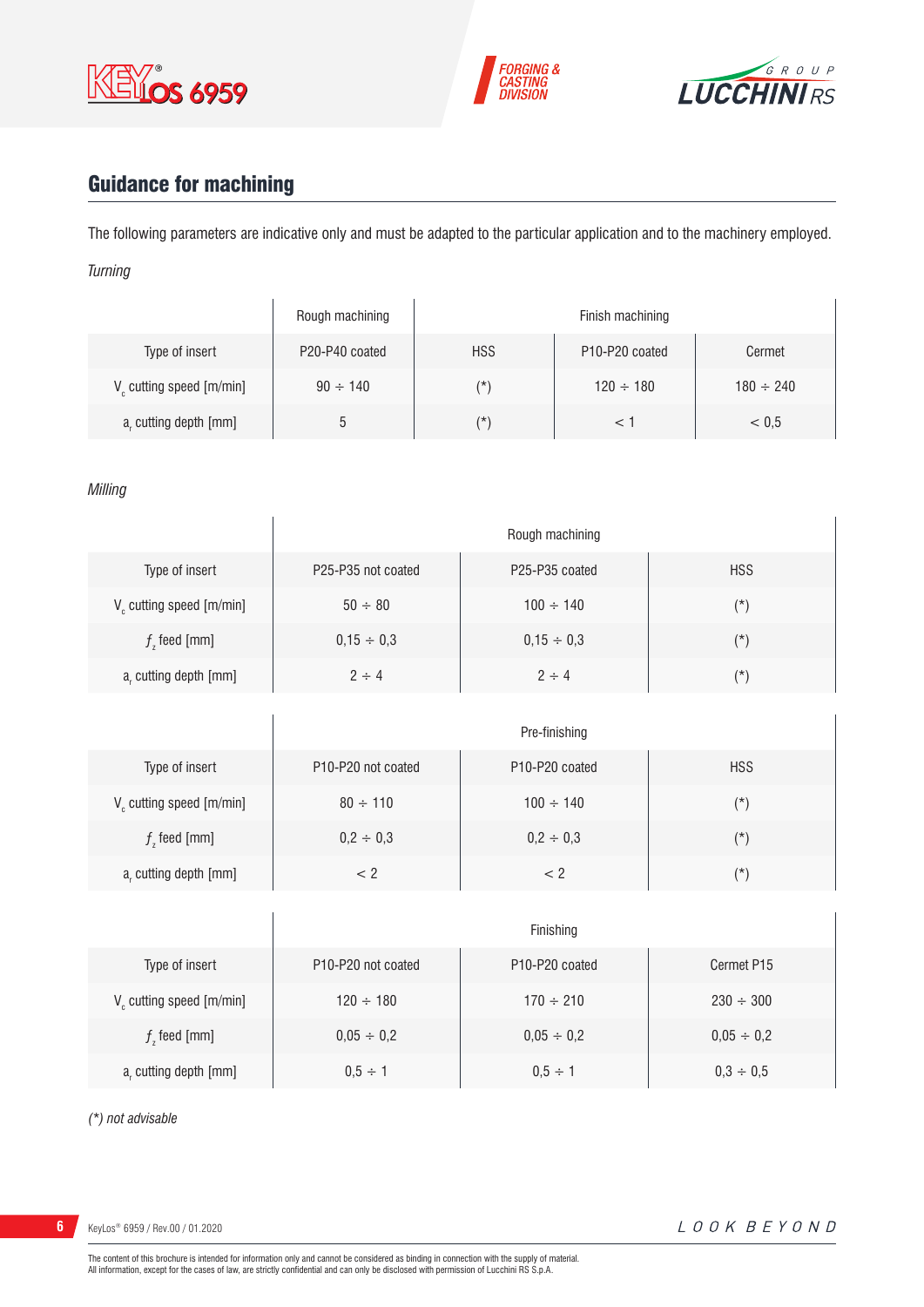## Guidance for machining

The following parameters are indicative only and must be adapted to the particular application and to the machinery employed.

*Turning*

| | Rough machining | Finish machining | | |
|---|---|---|---|---|
| Type of insert | P20-P40 coated | HSS | P10-P20 coated | Cermet |
| $V_c$ cutting speed [m/min] | 90 ÷ 140 | (*) | 120 ÷ 180 | 180 ÷ 240 |
| $a_r$ cutting depth [mm] | 5 | (*) | < 1 | < 0,5 |

*Milling*

| | Rough machining | | |
|---|---|---|---|
| Type of insert | P25-P35 not coated | P25-P35 coated | HSS |
| $V_c$ cutting speed [m/min] | 50 ÷ 80 | 100 ÷ 140 | (*) |
| $f_z$ feed [mm] | 0,15 ÷ 0,3 | 0,15 ÷ 0,3 | (*) |
| $a_r$ cutting depth [mm] | 2 ÷ 4 | 2 ÷ 4 | (*) |

| | Pre-finishing | | |
|---|---|---|---|
| Type of insert | P10-P20 not coated | P10-P20 coated | HSS |
| $V_c$ cutting speed [m/min] | 80 ÷ 110 | 100 ÷ 140 | (*) |
| $f_z$ feed [mm] | 0,2 ÷ 0,3 | 0,2 ÷ 0,3 | (*) |
| $a_r$ cutting depth [mm] | < 2 | < 2 | (*) |

| | Finishing | | |
|---|---|---|---|
| Type of insert | P10-P20 not coated | P10-P20 coated | Cermet P15 |
| $V_c$ cutting speed [m/min] | 120 ÷ 180 | 170 ÷ 210 | 230 ÷ 300 |
| $f_z$ feed [mm] | 0,05 ÷ 0,2 | 0,05 ÷ 0,2 | 0,05 ÷ 0,2 |
| $a_r$ cutting depth [mm] | 0,5 ÷ 1 | 0,5 ÷ 1 | 0,3 ÷ 0,5 |

*(*) not advisable*

The content of this brochure is intended for information only and cannot be considered as binding in connection with the supply of material.
All information, except for the cases of law, are strictly confidential and can only be disclosed with permission of Lucchini RS S.p.A.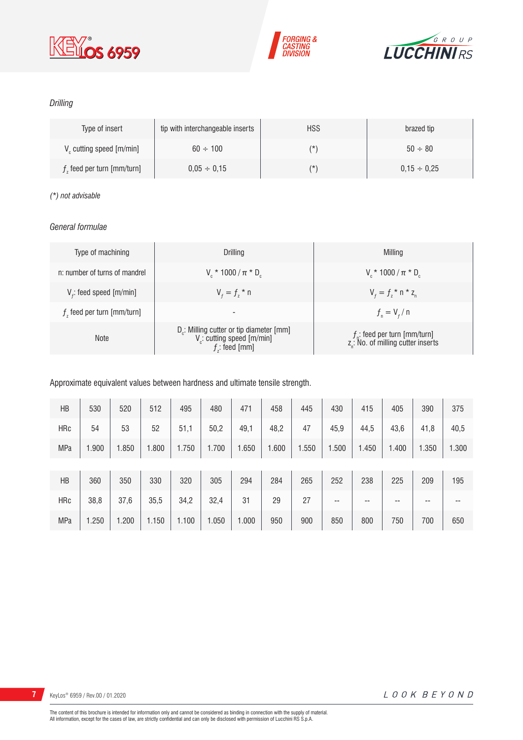*Drilling*

| Type of insert | tip with interchangeable inserts | HSS | brazed tip |
|---|---|---|---|
| $V_c$ cutting speed [m/min] | 60 ÷ 100 | (*) | 50 ÷ 80 |
| $f_z$ feed per turn [mm/turn] | 0,05 ÷ 0,15 | (*) | 0,15 ÷ 0,25 |

*(*) not advisable*

*General formulae*

| Type of machining | Drilling | Milling |
|---|---|---|
| n: number of turns of mandrel | $V_c * 1000 / \pi * D_c$ | $V_c * 1000 / \pi * D_c$ |
| $V_f$: feed speed [m/min] | $V_f = f_z * n$ | $V_f = f_z * n * z_n$ |
| $f_z$ feed per turn [mm/turn] | - | $f_n = V_f / n$ |
| Note | $D_c$: Milling cutter or tip diameter [mm] $V_c$: cutting speed [m/min] $f_z$: feed [mm] | $f_n$: feed per turn [mm/turn] $z_n$: No. of milling cutter inserts |

Approximate equivalent values between hardness and ultimate tensile strength.

| HB | 530 | 520 | 512 | 495 | 480 | 471 | 458 | 445 | 430 | 415 | 405 | 390 | 375 |
|---|---|---|---|---|---|---|---|---|---|---|---|---|---|
| HRc | 54 | 53 | 52 | 51,1 | 50,2 | 49,1 | 48,2 | 47 | 45,9 | 44,5 | 43,6 | 41,8 | 40,5 |
| MPa | 1.900 | 1.850 | 1.800 | 1.750 | 1.700 | 1.650 | 1.600 | 1.550 | 1.500 | 1.450 | 1.400 | 1.350 | 1.300 |
| HB | 360 | 350 | 330 | 320 | 305 | 294 | 284 | 265 | 252 | 238 | 225 | 209 | 195 |
| HRc | 38,8 | 37,6 | 35,5 | 34,2 | 32,4 | 31 | 29 | 27 | -- | -- | -- | -- | -- |
| MPa | 1.250 | 1.200 | 1.150 | 1.100 | 1.050 | 1.000 | 950 | 900 | 850 | 800 | 750 | 700 | 650 |

The content of this brochure is intended for information only and cannot be considered as binding in connection with the supply of material.
All information, except for the cases of law, are strictly confidential and can only be disclosed with permission of Lucchini RS S.p.A.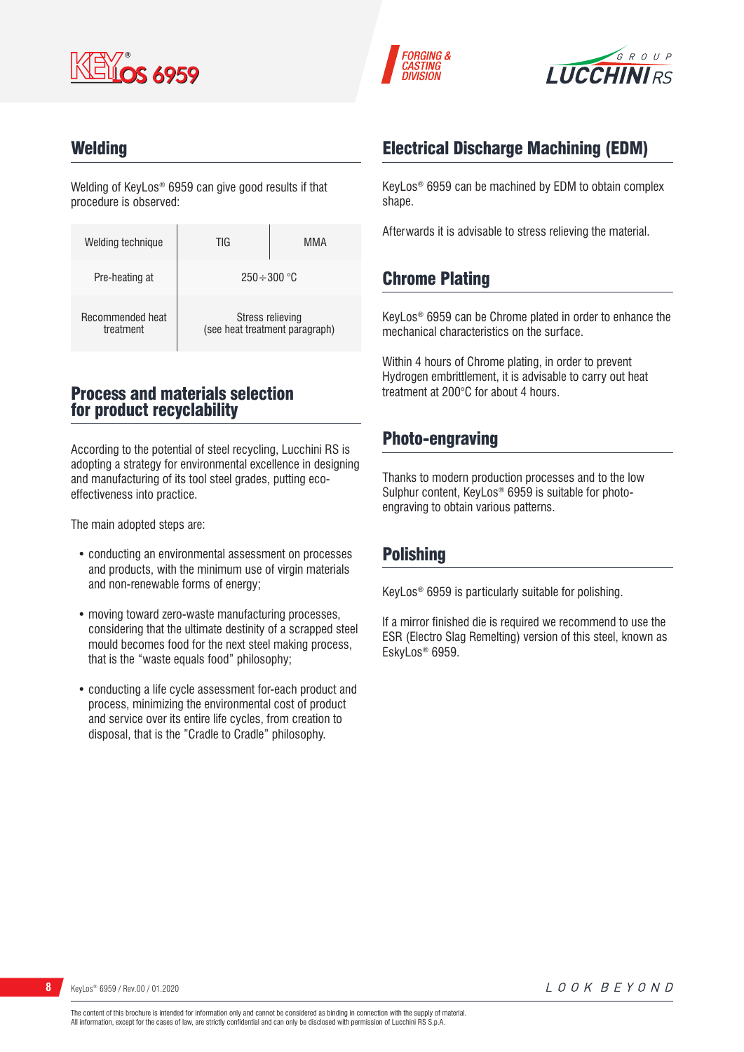## Welding

Welding of KeyLos® 6959 can give good results if that procedure is observed:

| | | |
|---|---|---|
| Welding technique | TIG | MMA |
| Pre-heating at | 250÷300 °C | |
| Recommended heat treatment | Stress relieving (see heat treatment paragraph) | |

## Process and materials selection for product recyclability

According to the potential of steel recycling, Lucchini RS is adopting a strategy for environmental excellence in designing and manufacturing of its tool steel grades, putting eco-effectiveness into practice.

The main adopted steps are:

- conducting an environmental assessment on processes and products, with the minimum use of virgin materials and non-renewable forms of energy;
- moving toward zero-waste manufacturing processes, considering that the ultimate destinity of a scrapped steel mould becomes food for the next steel making process, that is the “waste equals food” philosophy;
- conducting a life cycle assessment for-each product and process, minimizing the environmental cost of product and service over its entire life cycles, from creation to disposal, that is the ”Cradle to Cradle” philosophy.

## Electrical Discharge Machining (EDM)

KeyLos® 6959 can be machined by EDM to obtain complex shape.

Afterwards it is advisable to stress relieving the material.

## Chrome Plating

KeyLos® 6959 can be Chrome plated in order to enhance the mechanical characteristics on the surface.

Within 4 hours of Chrome plating, in order to prevent Hydrogen embrittlement, it is advisable to carry out heat treatment at 200°C for about 4 hours.

## Photo-engraving

Thanks to modern production processes and to the low Sulphur content, KeyLos® 6959 is suitable for photo-engraving to obtain various patterns.

## Polishing

KeyLos® 6959 is particularly suitable for polishing.

If a mirror finished die is required we recommend to use the ESR (Electro Slag Remelting) version of this steel, known as EskyLos® 6959.

The content of this brochure is intended for information only and cannot be considered as binding in connection with the supply of material.
All information, except for the cases of law, are strictly confidential and can only be disclosed with permission of Lucchini RS S.p.A.